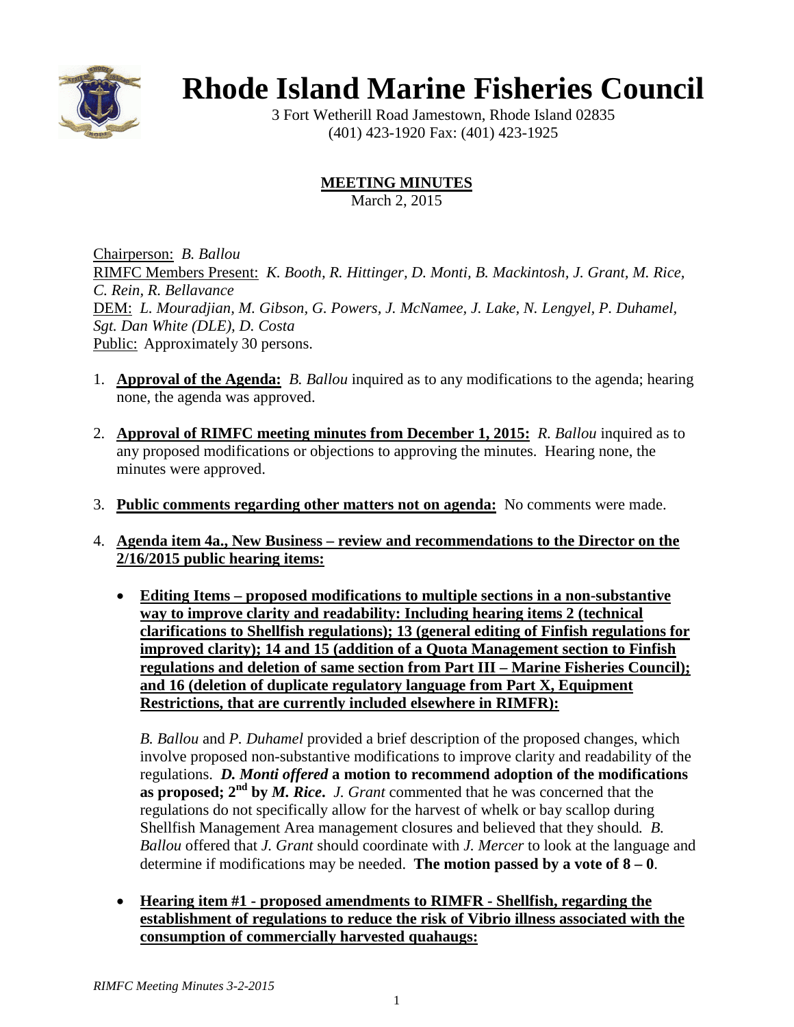# Rhode Island Marine Fisheries Council

3 Fort Wetherill Road Jamestown, Rhode Island 02835
(401) 423-1920 Fax: (401) 423-1925

## MEETING MINUTES

March 2, 2015

Chairperson: *B. Ballou*
RIMFC Members Present: *K. Booth, R. Hittinger, D. Monti, B. Mackintosh, J. Grant, M. Rice, C. Rein, R. Bellavance*
DEM: *L. Mouradjian, M. Gibson, G. Powers, J. McNamee, J. Lake, N. Lengyel, P. Duhamel, Sgt. Dan White (DLE), D. Costa*
Public: Approximately 30 persons.

1. **Approval of the Agenda:** *B. Ballou* inquired as to any modifications to the agenda; hearing none, the agenda was approved.

2. **Approval of RIMFC meeting minutes from December 1, 2015:** *R. Ballou* inquired as to any proposed modifications or objections to approving the minutes. Hearing none, the minutes were approved.

3. **Public comments regarding other matters not on agenda:** No comments were made.

4. **Agenda item 4a., New Business – review and recommendations to the Director on the 2/16/2015 public hearing items:**

   - **Editing Items – proposed modifications to multiple sections in a non-substantive way to improve clarity and readability: Including hearing items 2 (technical clarifications to Shellfish regulations); 13 (general editing of Finfish regulations for improved clarity); 14 and 15 (addition of a Quota Management section to Finfish regulations and deletion of same section from Part III – Marine Fisheries Council); and 16 (deletion of duplicate regulatory language from Part X, Equipment Restrictions, that are currently included elsewhere in RIMFR):**

     *B. Ballou* and *P. Duhamel* provided a brief description of the proposed changes, which involve proposed non-substantive modifications to improve clarity and readability of the regulations. ***D. Monti offered*** **a motion to recommend adoption of the modifications as proposed; 2nd by** ***M. Rice*****.** *J. Grant* commented that he was concerned that the regulations do not specifically allow for the harvest of whelk or bay scallop during Shellfish Management Area management closures and believed that they should. *B. Ballou* offered that *J. Grant* should coordinate with *J. Mercer* to look at the language and determine if modifications may be needed. **The motion passed by a vote of 8 – 0**.

   - **Hearing item #1 - proposed amendments to RIMFR - Shellfish, regarding the establishment of regulations to reduce the risk of Vibrio illness associated with the consumption of commercially harvested quahaugs:**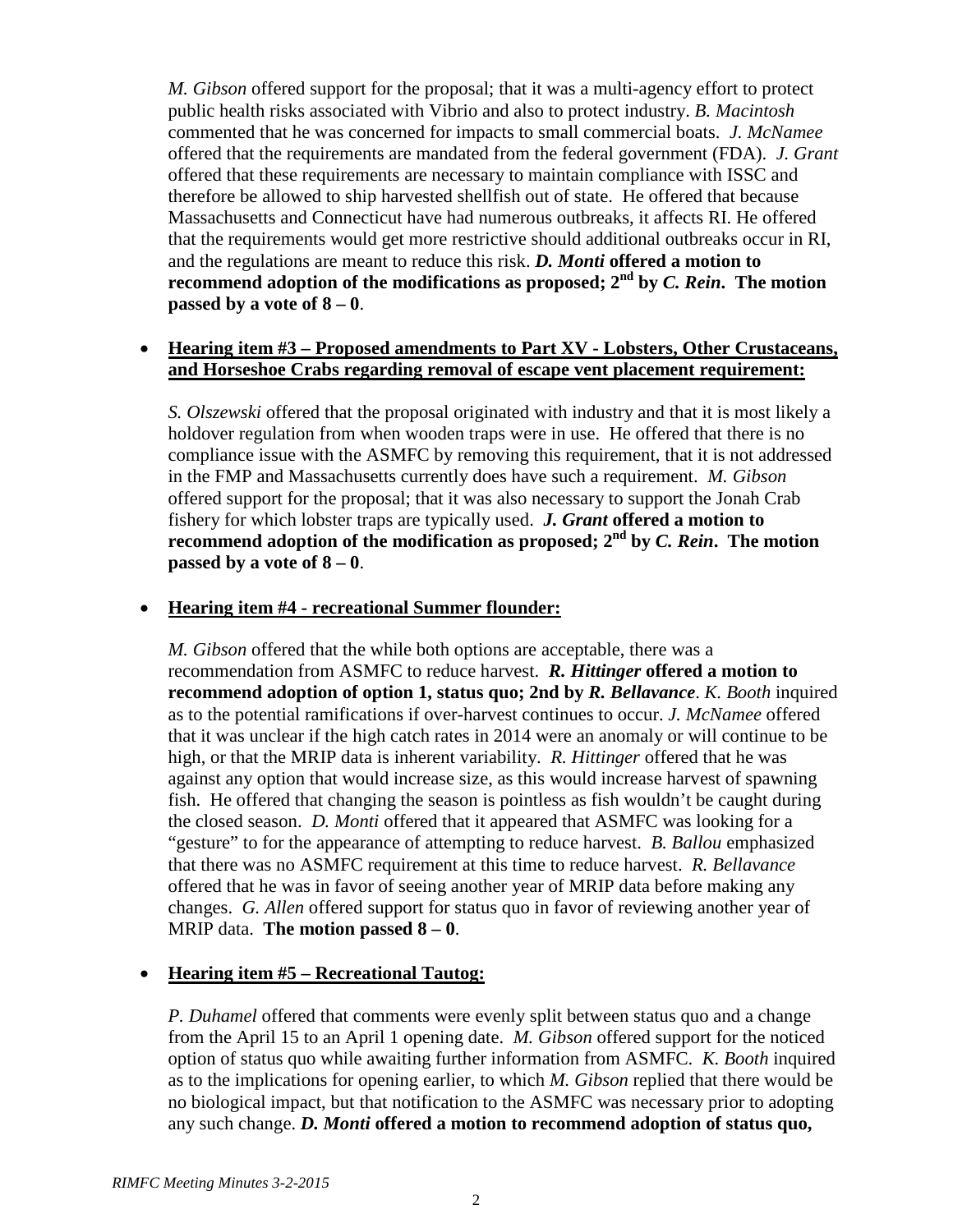*M. Gibson* offered support for the proposal; that it was a multi-agency effort to protect public health risks associated with Vibrio and also to protect industry. *B. Macintosh* commented that he was concerned for impacts to small commercial boats. *J. McNamee* offered that the requirements are mandated from the federal government (FDA). *J. Grant* offered that these requirements are necessary to maintain compliance with ISSC and therefore be allowed to ship harvested shellfish out of state. He offered that because Massachusetts and Connecticut have had numerous outbreaks, it affects RI. He offered that the requirements would get more restrictive should additional outbreaks occur in RI, and the regulations are meant to reduce this risk. ***D. Monti* offered a motion to recommend adoption of the modifications as proposed; 2nd by *C. Rein*. The motion passed by a vote of 8 – 0**.

- **<u>Hearing item #3 – Proposed amendments to Part XV - Lobsters, Other Crustaceans, and Horseshoe Crabs regarding removal of escape vent placement requirement:</u>**

  *S. Olszewski* offered that the proposal originated with industry and that it is most likely a holdover regulation from when wooden traps were in use. He offered that there is no compliance issue with the ASMFC by removing this requirement, that it is not addressed in the FMP and Massachusetts currently does have such a requirement. *M. Gibson* offered support for the proposal; that it was also necessary to support the Jonah Crab fishery for which lobster traps are typically used. ***J. Grant* offered a motion to recommend adoption of the modification as proposed; 2nd by *C. Rein*. The motion passed by a vote of 8 – 0**.

- **<u>Hearing item #4 - recreational Summer flounder:</u>**

  *M. Gibson* offered that the while both options are acceptable, there was a recommendation from ASMFC to reduce harvest. ***R. Hittinger* offered a motion to recommend adoption of option 1, status quo; 2nd by *R. Bellavance***. *K. Booth* inquired as to the potential ramifications if over-harvest continues to occur. *J. McNamee* offered that it was unclear if the high catch rates in 2014 were an anomaly or will continue to be high, or that the MRIP data is inherent variability. *R. Hittinger* offered that he was against any option that would increase size, as this would increase harvest of spawning fish. He offered that changing the season is pointless as fish wouldn't be caught during the closed season. *D. Monti* offered that it appeared that ASMFC was looking for a "gesture" to for the appearance of attempting to reduce harvest. *B. Ballou* emphasized that there was no ASMFC requirement at this time to reduce harvest. *R. Bellavance* offered that he was in favor of seeing another year of MRIP data before making any changes. *G. Allen* offered support for status quo in favor of reviewing another year of MRIP data. **The motion passed 8 – 0**.

- **<u>Hearing item #5 – Recreational Tautog:</u>**

  *P. Duhamel* offered that comments were evenly split between status quo and a change from the April 15 to an April 1 opening date. *M. Gibson* offered support for the noticed option of status quo while awaiting further information from ASMFC. *K. Booth* inquired as to the implications for opening earlier, to which *M. Gibson* replied that there would be no biological impact, but that notification to the ASMFC was necessary prior to adopting any such change. ***D. Monti* offered a motion to recommend adoption of status quo,**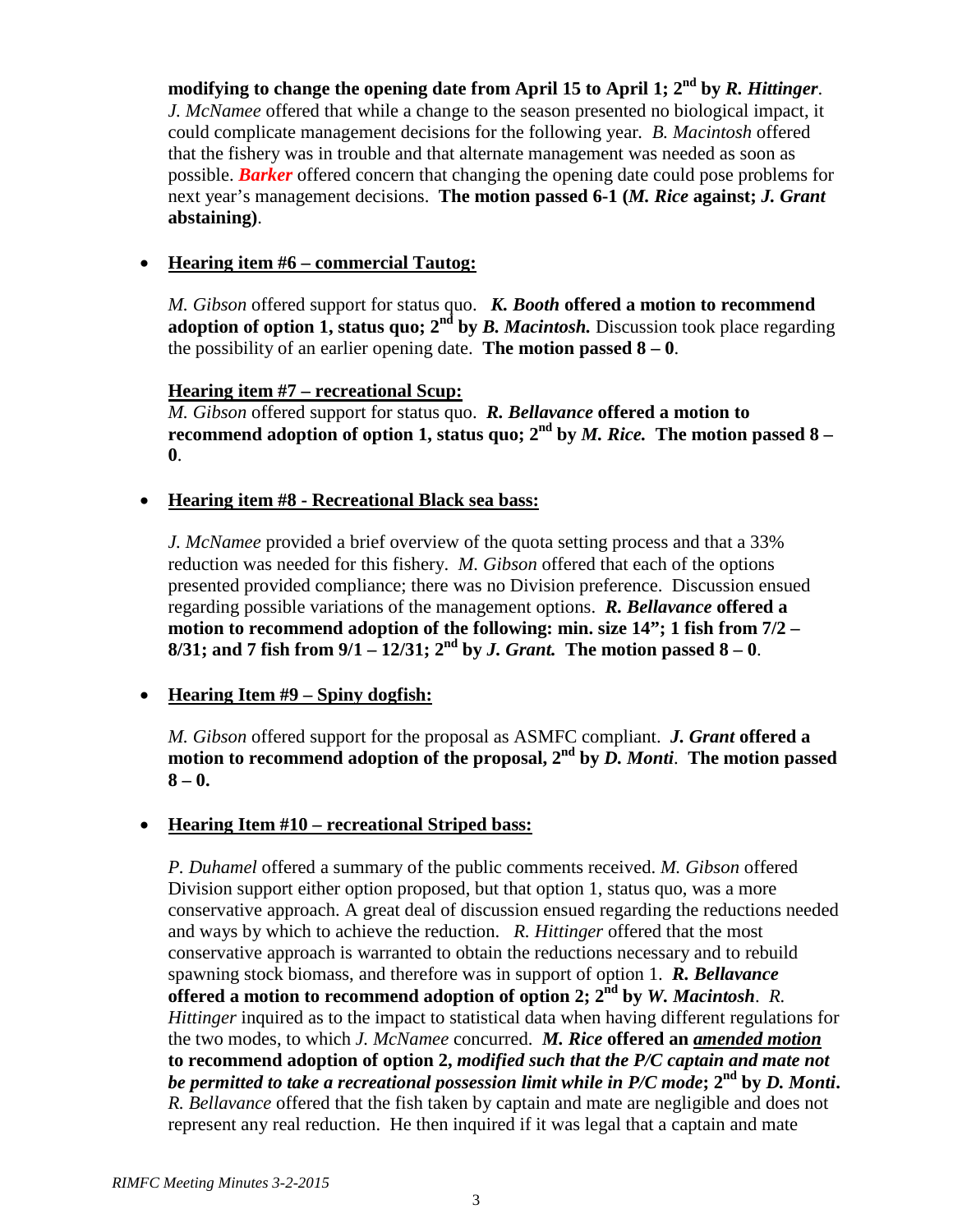**modifying to change the opening date from April 15 to April 1; 2nd by *R. Hittinger*.** *J. McNamee* offered that while a change to the season presented no biological impact, it could complicate management decisions for the following year. *B. Macintosh* offered that the fishery was in trouble and that alternate management was needed as soon as possible. ***Barker*** offered concern that changing the opening date could pose problems for next year's management decisions. **The motion passed 6-1 (*M. Rice* against; *J. Grant* abstaining)**.

- **<u>Hearing item #6 – commercial Tautog:</u>**

  *M. Gibson* offered support for status quo. ***K. Booth* offered a motion to recommend adoption of option 1, status quo; 2nd by *B. Macintosh.*** Discussion took place regarding the possibility of an earlier opening date. **The motion passed 8 – 0**.

  **<u>Hearing item #7 – recreational Scup:</u>**

  *M. Gibson* offered support for status quo. ***R. Bellavance* offered a motion to recommend adoption of option 1, status quo; 2nd by *M. Rice.* The motion passed 8 – 0**.

- **<u>Hearing item #8 - Recreational Black sea bass:</u>**

  *J. McNamee* provided a brief overview of the quota setting process and that a 33% reduction was needed for this fishery. *M. Gibson* offered that each of the options presented provided compliance; there was no Division preference. Discussion ensued regarding possible variations of the management options. ***R. Bellavance* offered a motion to recommend adoption of the following: min. size 14"; 1 fish from 7/2 – 8/31; and 7 fish from 9/1 – 12/31; 2nd by *J. Grant.* The motion passed 8 – 0**.

- **<u>Hearing Item #9 – Spiny dogfish:</u>**

  *M. Gibson* offered support for the proposal as ASMFC compliant. ***J. Grant* offered a motion to recommend adoption of the proposal, 2nd by *D. Monti*. The motion passed 8 – 0.**

- **<u>Hearing Item #10 – recreational Striped bass:</u>**

  *P. Duhamel* offered a summary of the public comments received. *M. Gibson* offered Division support either option proposed, but that option 1, status quo, was a more conservative approach. A great deal of discussion ensued regarding the reductions needed and ways by which to achieve the reduction. *R. Hittinger* offered that the most conservative approach is warranted to obtain the reductions necessary and to rebuild spawning stock biomass, and therefore was in support of option 1. ***R. Bellavance* offered a motion to recommend adoption of option 2; 2nd by *W. Macintosh*.** *R. Hittinger* inquired as to the impact to statistical data when having different regulations for the two modes, to which *J. McNamee* concurred. ***M. Rice* offered an <u>*amended motion*</u> to recommend adoption of option 2, *modified such that the P/C captain and mate not be permitted to take a recreational possession limit while in P/C mode*; 2nd by *D. Monti*.** *R. Bellavance* offered that the fish taken by captain and mate are negligible and does not represent any real reduction. He then inquired if it was legal that a captain and mate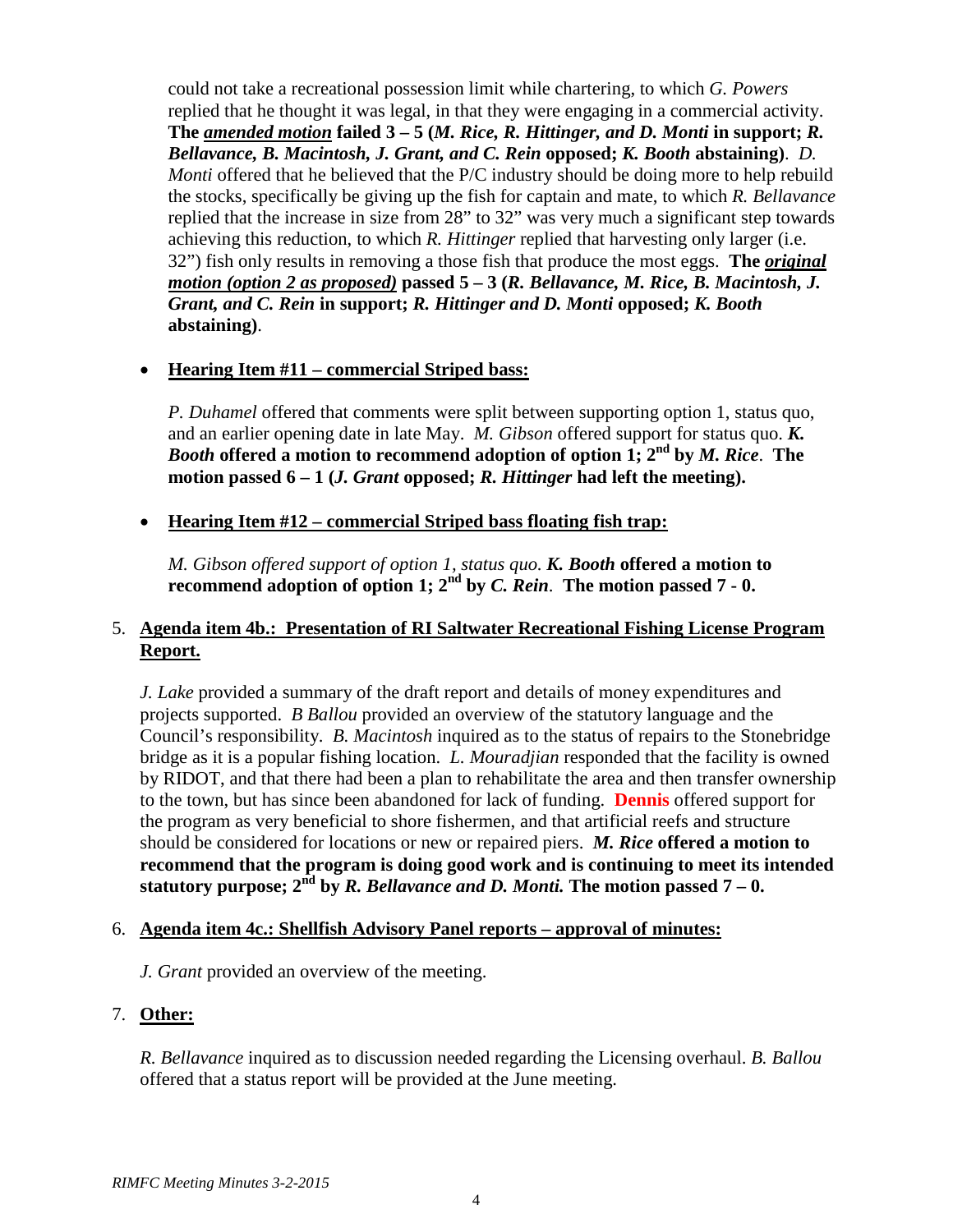could not take a recreational possession limit while chartering, to which *G. Powers* replied that he thought it was legal, in that they were engaging in a commercial activity. **The *amended motion* failed 3 – 5 (*M. Rice, R. Hittinger, and D. Monti* in support; *R. Bellavance, B. Macintosh, J. Grant, and C. Rein* opposed; *K. Booth* abstaining)**. *D. Monti* offered that he believed that the P/C industry should be doing more to help rebuild the stocks, specifically be giving up the fish for captain and mate, to which *R. Bellavance* replied that the increase in size from 28" to 32" was very much a significant step towards achieving this reduction, to which *R. Hittinger* replied that harvesting only larger (i.e. 32") fish only results in removing a those fish that produce the most eggs. **The *original motion (option 2 as proposed)* passed 5 – 3 (*R. Bellavance, M. Rice, B. Macintosh, J. Grant, and C. Rein* in support; *R. Hittinger and D. Monti* opposed; *K. Booth* abstaining)**.

- **Hearing Item #11 – commercial Striped bass:**

  *P. Duhamel* offered that comments were split between supporting option 1, status quo, and an earlier opening date in late May. *M. Gibson* offered support for status quo. ***K. Booth* offered a motion to recommend adoption of option 1; 2nd by *M. Rice*. The motion passed 6 – 1 (*J. Grant* opposed; *R. Hittinger* had left the meeting).**

- **Hearing Item #12 – commercial Striped bass floating fish trap:**

  *M. Gibson offered support of option 1, status quo.* ***K. Booth* offered a motion to recommend adoption of option 1; 2nd by *C. Rein*. The motion passed 7 - 0.**

5. **Agenda item 4b.: Presentation of RI Saltwater Recreational Fishing License Program Report.**

   *J. Lake* provided a summary of the draft report and details of money expenditures and projects supported. *B Ballou* provided an overview of the statutory language and the Council's responsibility. *B. Macintosh* inquired as to the status of repairs to the Stonebridge bridge as it is a popular fishing location. *L. Mouradjian* responded that the facility is owned by RIDOT, and that there had been a plan to rehabilitate the area and then transfer ownership to the town, but has since been abandoned for lack of funding. **Dennis** offered support for the program as very beneficial to shore fishermen, and that artificial reefs and structure should be considered for locations or new or repaired piers. ***M. Rice* offered a motion to recommend that the program is doing good work and is continuing to meet its intended statutory purpose; 2nd by *R. Bellavance and D. Monti.* The motion passed 7 – 0.**

6. **Agenda item 4c.: Shellfish Advisory Panel reports – approval of minutes:**

   *J. Grant* provided an overview of the meeting.

7. **Other:**

   *R. Bellavance* inquired as to discussion needed regarding the Licensing overhaul. *B. Ballou* offered that a status report will be provided at the June meeting.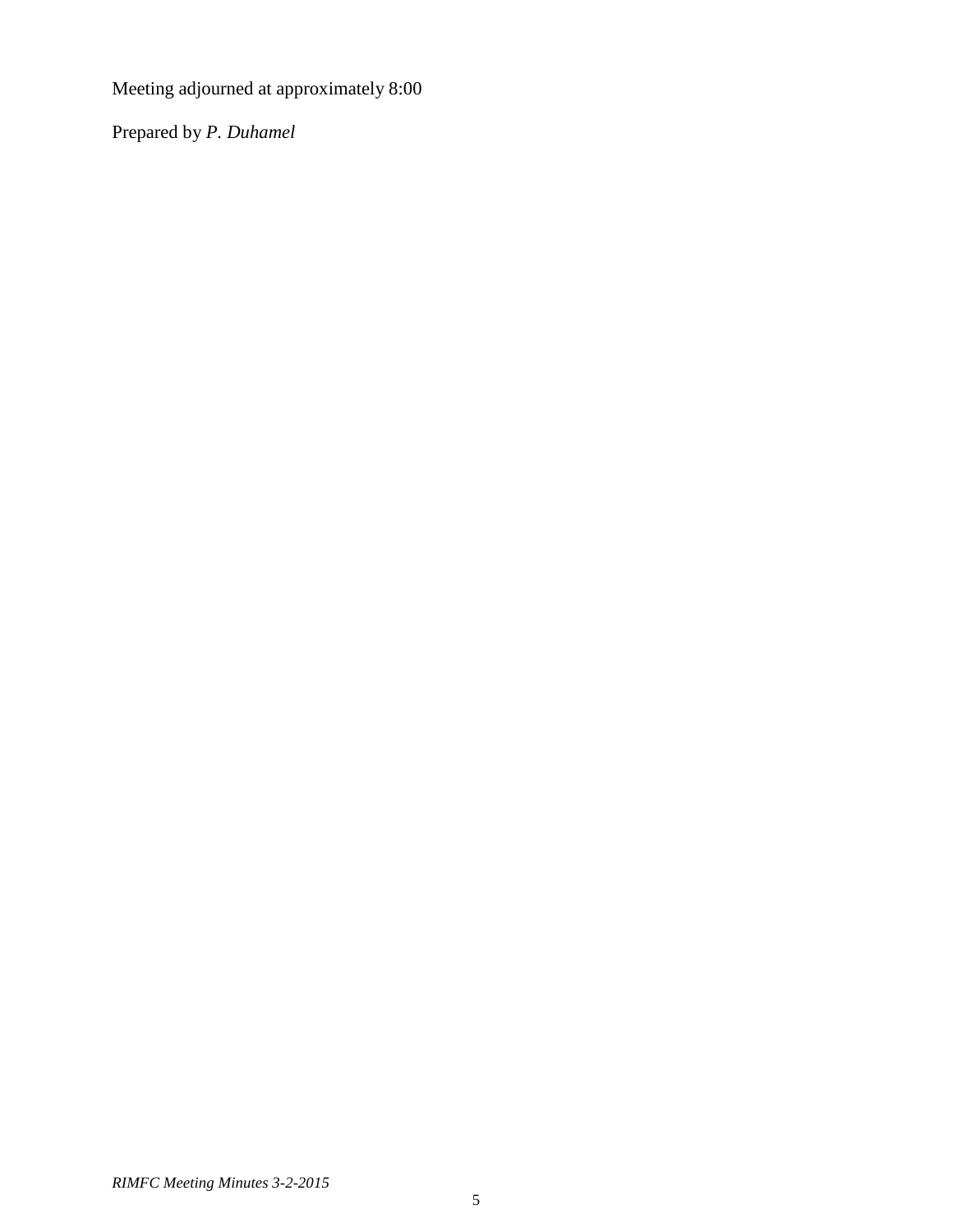Meeting adjourned at approximately 8:00

Prepared by *P. Duhamel*